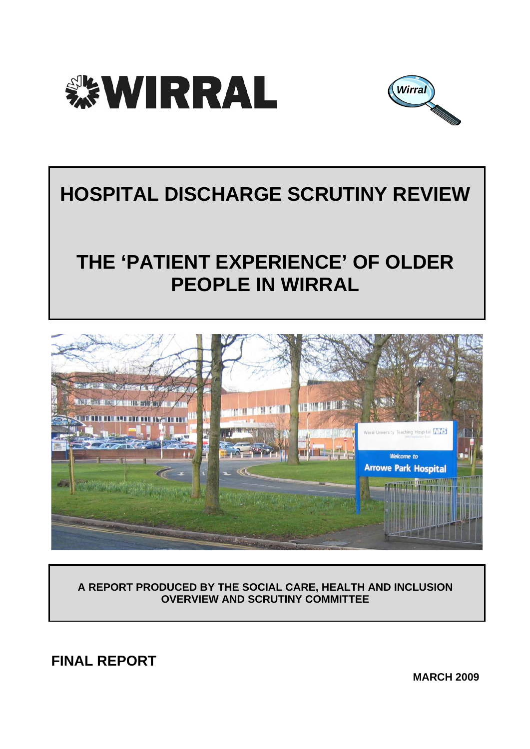# HOSPITAL DISCHARGE SCRUTINY REVIEW

# THE 'PATIENT EXPERIENCE' OF OLDER PEOPLE IN WIRRAL

**A REPORT PRODUCED BY THE SOCIAL CARE, HEALTH AND INCLUSION OVERVIEW AND SCRUTINY COMMITTEE**

**FINAL REPORT**

**MARCH 2009**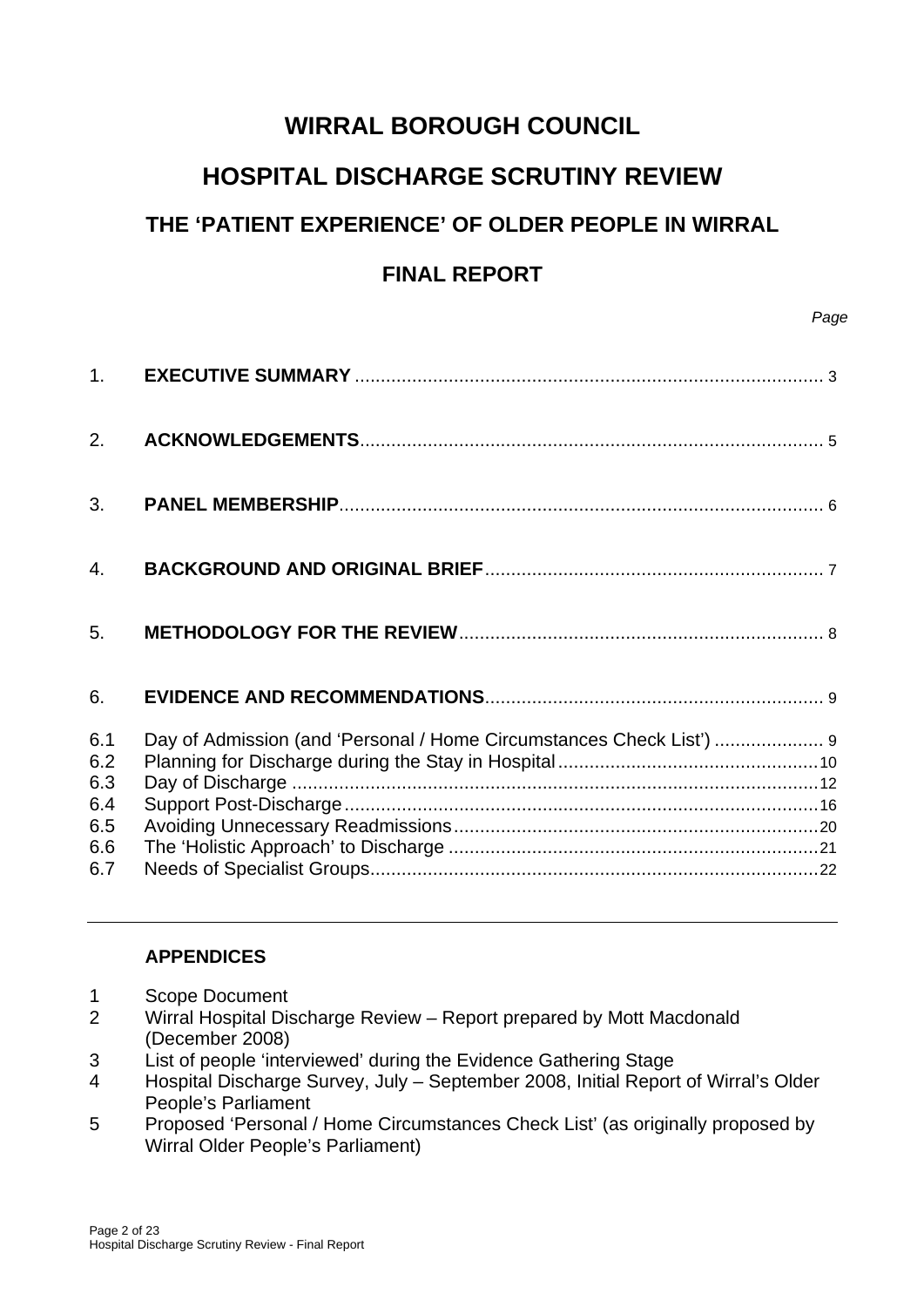# WIRRAL BOROUGH COUNCIL

# HOSPITAL DISCHARGE SCRUTINY REVIEW

## THE ‘PATIENT EXPERIENCE’ OF OLDER PEOPLE IN WIRRAL

## FINAL REPORT

| | | *Page* |
|---|---|---|
| 1. | **EXECUTIVE SUMMARY** | 3 |
| 2. | **ACKNOWLEDGEMENTS** | 5 |
| 3. | **PANEL MEMBERSHIP** | 6 |
| 4. | **BACKGROUND AND ORIGINAL BRIEF** | 7 |
| 5. | **METHODOLOGY FOR THE REVIEW** | 8 |
| 6. | **EVIDENCE AND RECOMMENDATIONS** | 9 |
| 6.1 | Day of Admission (and ‘Personal / Home Circumstances Check List’) | 9 |
| 6.2 | Planning for Discharge during the Stay in Hospital | 10 |
| 6.3 | Day of Discharge | 12 |
| 6.4 | Support Post-Discharge | 16 |
| 6.5 | Avoiding Unnecessary Readmissions | 20 |
| 6.6 | The ‘Holistic Approach’ to Discharge | 21 |
| 6.7 | Needs of Specialist Groups | 22 |

---

**APPENDICES**

1. Scope Document
2. Wirral Hospital Discharge Review – Report prepared by Mott Macdonald (December 2008)
3. List of people ‘interviewed’ during the Evidence Gathering Stage
4. Hospital Discharge Survey, July – September 2008, Initial Report of Wirral’s Older People’s Parliament
5. Proposed ‘Personal / Home Circumstances Check List’ (as originally proposed by Wirral Older People’s Parliament)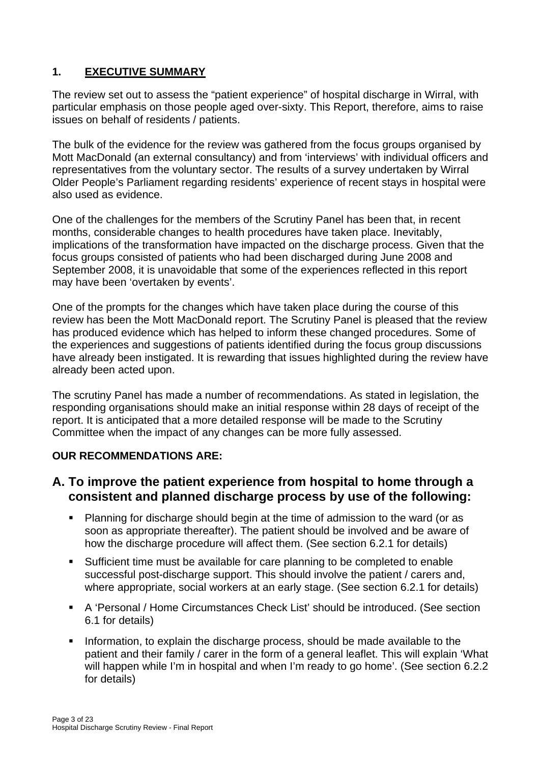## 1. EXECUTIVE SUMMARY

The review set out to assess the "patient experience" of hospital discharge in Wirral, with particular emphasis on those people aged over-sixty. This Report, therefore, aims to raise issues on behalf of residents / patients.

The bulk of the evidence for the review was gathered from the focus groups organised by Mott MacDonald (an external consultancy) and from 'interviews' with individual officers and representatives from the voluntary sector. The results of a survey undertaken by Wirral Older People's Parliament regarding residents' experience of recent stays in hospital were also used as evidence.

One of the challenges for the members of the Scrutiny Panel has been that, in recent months, considerable changes to health procedures have taken place. Inevitably, implications of the transformation have impacted on the discharge process. Given that the focus groups consisted of patients who had been discharged during June 2008 and September 2008, it is unavoidable that some of the experiences reflected in this report may have been 'overtaken by events'.

One of the prompts for the changes which have taken place during the course of this review has been the Mott MacDonald report. The Scrutiny Panel is pleased that the review has produced evidence which has helped to inform these changed procedures. Some of the experiences and suggestions of patients identified during the focus group discussions have already been instigated. It is rewarding that issues highlighted during the review have already been acted upon.

The scrutiny Panel has made a number of recommendations. As stated in legislation, the responding organisations should make an initial response within 28 days of receipt of the report. It is anticipated that a more detailed response will be made to the Scrutiny Committee when the impact of any changes can be more fully assessed.

**OUR RECOMMENDATIONS ARE:**

### A. To improve the patient experience from hospital to home through a consistent and planned discharge process by use of the following:

- Planning for discharge should begin at the time of admission to the ward (or as soon as appropriate thereafter). The patient should be involved and be aware of how the discharge procedure will affect them. (See section 6.2.1 for details)
- Sufficient time must be available for care planning to be completed to enable successful post-discharge support. This should involve the patient / carers and, where appropriate, social workers at an early stage. (See section 6.2.1 for details)
- A 'Personal / Home Circumstances Check List' should be introduced. (See section 6.1 for details)
- Information, to explain the discharge process, should be made available to the patient and their family / carer in the form of a general leaflet. This will explain 'What will happen while I'm in hospital and when I'm ready to go home'. (See section 6.2.2 for details)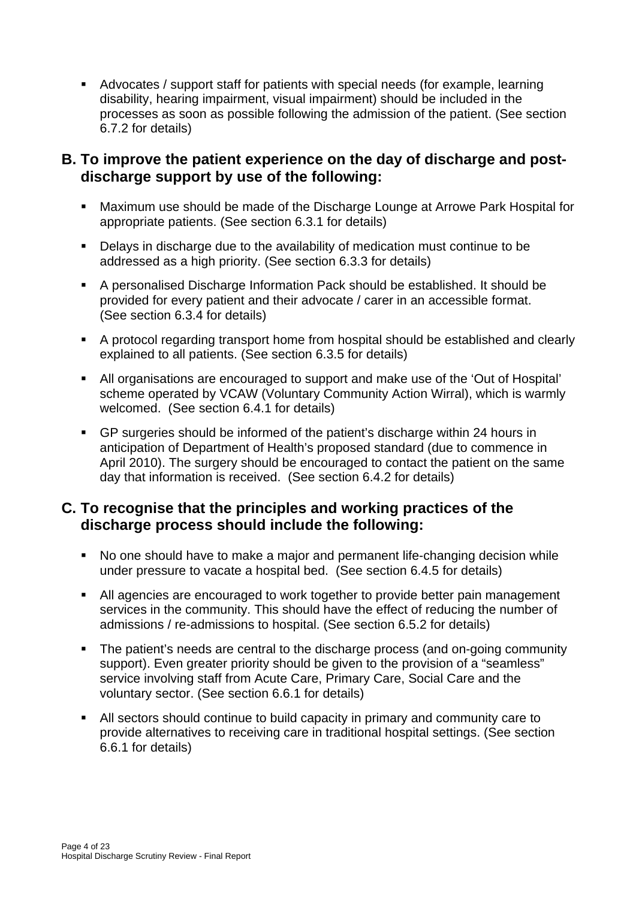- Advocates / support staff for patients with special needs (for example, learning disability, hearing impairment, visual impairment) should be included in the processes as soon as possible following the admission of the patient. (See section 6.7.2 for details)

## B. To improve the patient experience on the day of discharge and post-discharge support by use of the following:

- Maximum use should be made of the Discharge Lounge at Arrowe Park Hospital for appropriate patients. (See section 6.3.1 for details)
- Delays in discharge due to the availability of medication must continue to be addressed as a high priority. (See section 6.3.3 for details)
- A personalised Discharge Information Pack should be established. It should be provided for every patient and their advocate / carer in an accessible format. (See section 6.3.4 for details)
- A protocol regarding transport home from hospital should be established and clearly explained to all patients. (See section 6.3.5 for details)
- All organisations are encouraged to support and make use of the 'Out of Hospital' scheme operated by VCAW (Voluntary Community Action Wirral), which is warmly welcomed. (See section 6.4.1 for details)
- GP surgeries should be informed of the patient's discharge within 24 hours in anticipation of Department of Health's proposed standard (due to commence in April 2010). The surgery should be encouraged to contact the patient on the same day that information is received. (See section 6.4.2 for details)

## C. To recognise that the principles and working practices of the discharge process should include the following:

- No one should have to make a major and permanent life-changing decision while under pressure to vacate a hospital bed. (See section 6.4.5 for details)
- All agencies are encouraged to work together to provide better pain management services in the community. This should have the effect of reducing the number of admissions / re-admissions to hospital. (See section 6.5.2 for details)
- The patient's needs are central to the discharge process (and on-going community support). Even greater priority should be given to the provision of a "seamless" service involving staff from Acute Care, Primary Care, Social Care and the voluntary sector. (See section 6.6.1 for details)
- All sectors should continue to build capacity in primary and community care to provide alternatives to receiving care in traditional hospital settings. (See section 6.6.1 for details)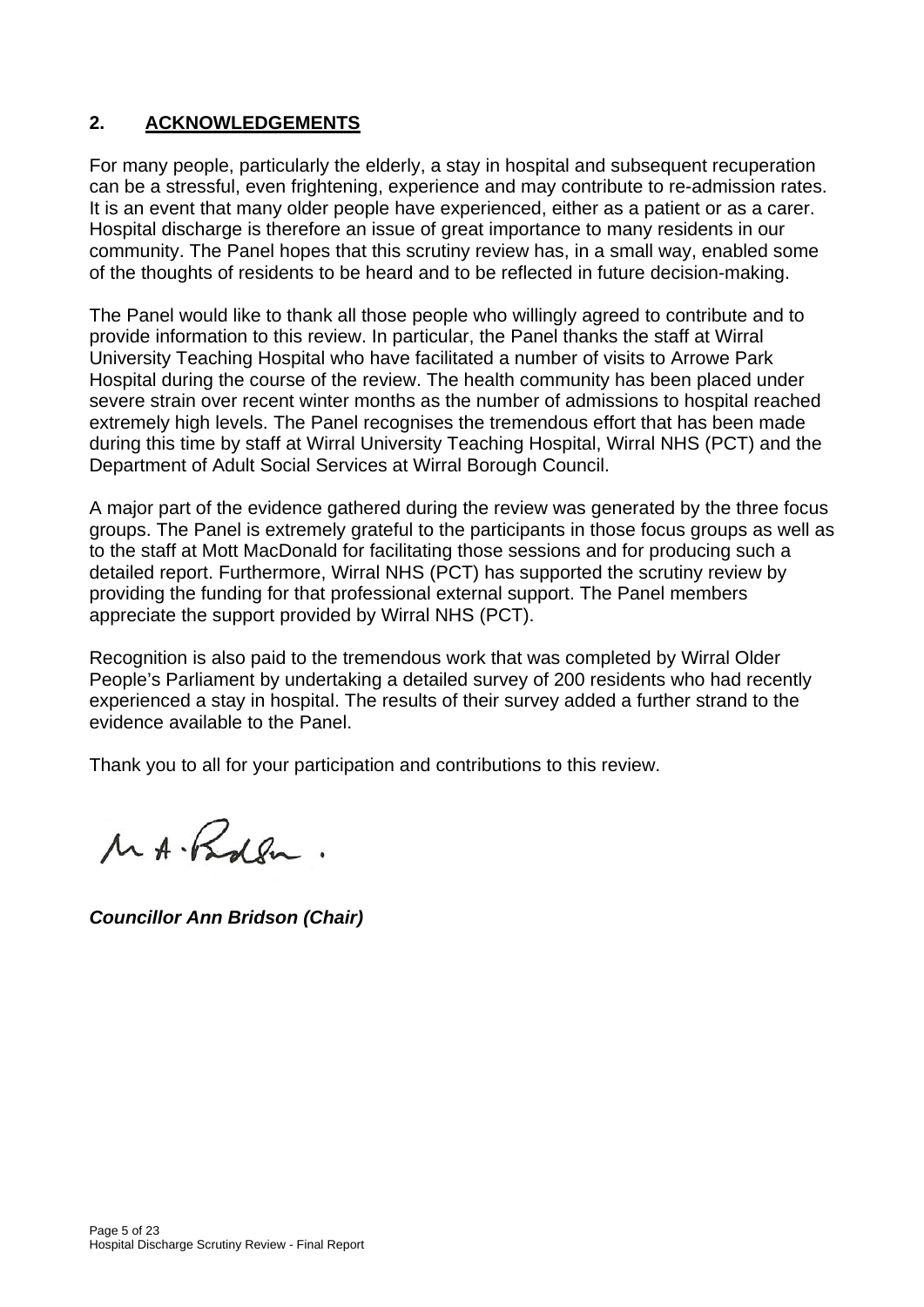## 2. ACKNOWLEDGEMENTS

For many people, particularly the elderly, a stay in hospital and subsequent recuperation can be a stressful, even frightening, experience and may contribute to re-admission rates. It is an event that many older people have experienced, either as a patient or as a carer. Hospital discharge is therefore an issue of great importance to many residents in our community. The Panel hopes that this scrutiny review has, in a small way, enabled some of the thoughts of residents to be heard and to be reflected in future decision-making.

The Panel would like to thank all those people who willingly agreed to contribute and to provide information to this review. In particular, the Panel thanks the staff at Wirral University Teaching Hospital who have facilitated a number of visits to Arrowe Park Hospital during the course of the review. The health community has been placed under severe strain over recent winter months as the number of admissions to hospital reached extremely high levels. The Panel recognises the tremendous effort that has been made during this time by staff at Wirral University Teaching Hospital, Wirral NHS (PCT) and the Department of Adult Social Services at Wirral Borough Council.

A major part of the evidence gathered during the review was generated by the three focus groups. The Panel is extremely grateful to the participants in those focus groups as well as to the staff at Mott MacDonald for facilitating those sessions and for producing such a detailed report. Furthermore, Wirral NHS (PCT) has supported the scrutiny review by providing the funding for that professional external support. The Panel members appreciate the support provided by Wirral NHS (PCT).

Recognition is also paid to the tremendous work that was completed by Wirral Older People's Parliament by undertaking a detailed survey of 200 residents who had recently experienced a stay in hospital. The results of their survey added a further strand to the evidence available to the Panel.

Thank you to all for your participation and contributions to this review.

***Councillor Ann Bridson (Chair)***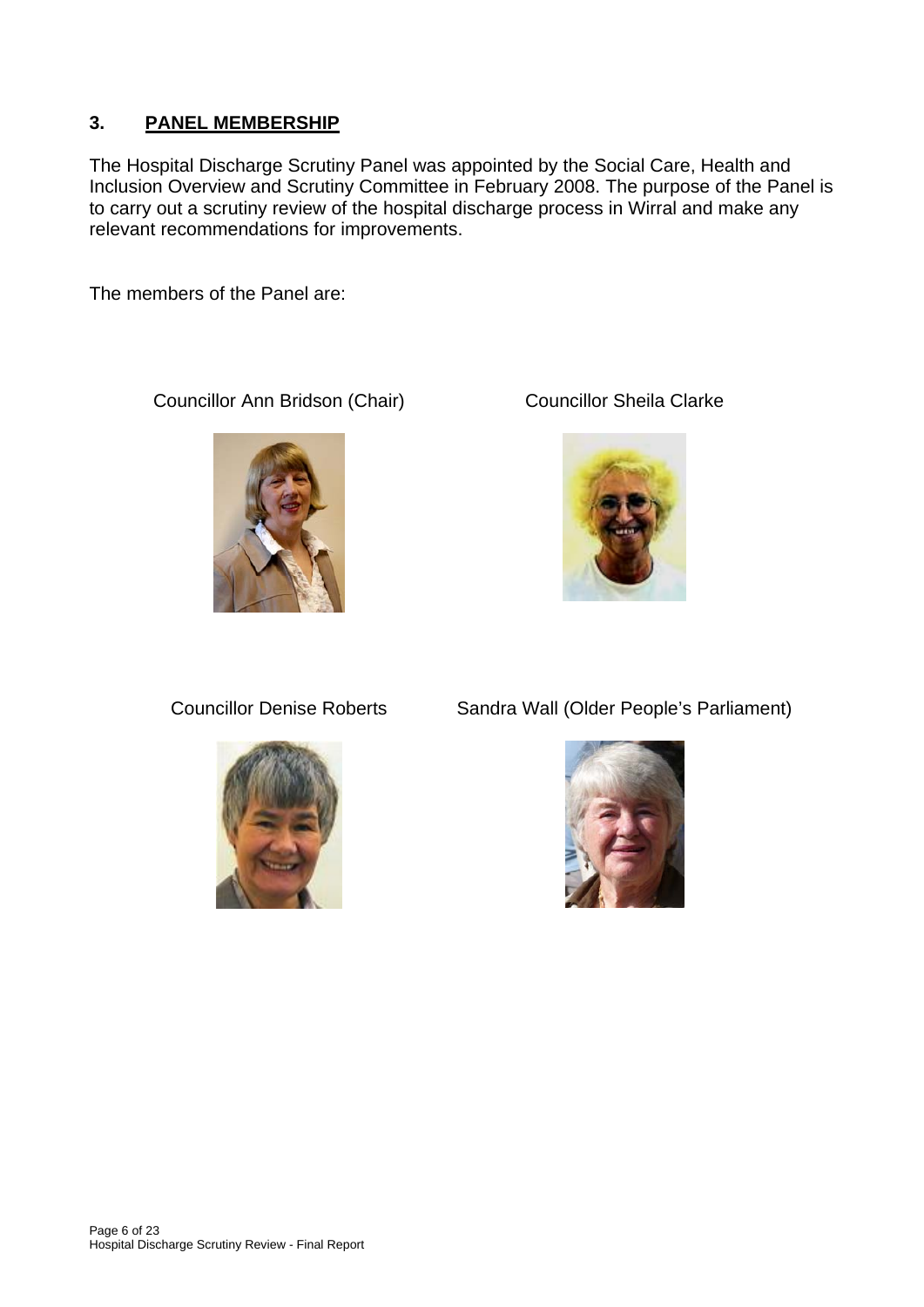## 3. PANEL MEMBERSHIP

The Hospital Discharge Scrutiny Panel was appointed by the Social Care, Health and Inclusion Overview and Scrutiny Committee in February 2008. The purpose of the Panel is to carry out a scrutiny review of the hospital discharge process in Wirral and make any relevant recommendations for improvements.

The members of the Panel are:

Councillor Ann Bridson (Chair)

Councillor Sheila Clarke

Councillor Denise Roberts

Sandra Wall (Older People's Parliament)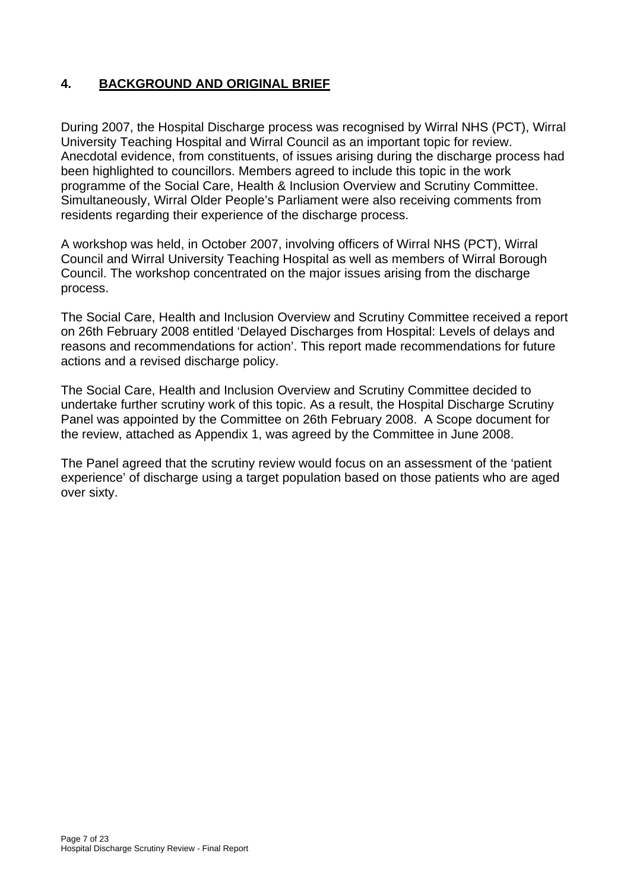## 4. BACKGROUND AND ORIGINAL BRIEF

During 2007, the Hospital Discharge process was recognised by Wirral NHS (PCT), Wirral University Teaching Hospital and Wirral Council as an important topic for review. Anecdotal evidence, from constituents, of issues arising during the discharge process had been highlighted to councillors. Members agreed to include this topic in the work programme of the Social Care, Health & Inclusion Overview and Scrutiny Committee. Simultaneously, Wirral Older People's Parliament were also receiving comments from residents regarding their experience of the discharge process.

A workshop was held, in October 2007, involving officers of Wirral NHS (PCT), Wirral Council and Wirral University Teaching Hospital as well as members of Wirral Borough Council. The workshop concentrated on the major issues arising from the discharge process.

The Social Care, Health and Inclusion Overview and Scrutiny Committee received a report on 26th February 2008 entitled 'Delayed Discharges from Hospital: Levels of delays and reasons and recommendations for action'. This report made recommendations for future actions and a revised discharge policy.

The Social Care, Health and Inclusion Overview and Scrutiny Committee decided to undertake further scrutiny work of this topic. As a result, the Hospital Discharge Scrutiny Panel was appointed by the Committee on 26th February 2008. A Scope document for the review, attached as Appendix 1, was agreed by the Committee in June 2008.

The Panel agreed that the scrutiny review would focus on an assessment of the 'patient experience' of discharge using a target population based on those patients who are aged over sixty.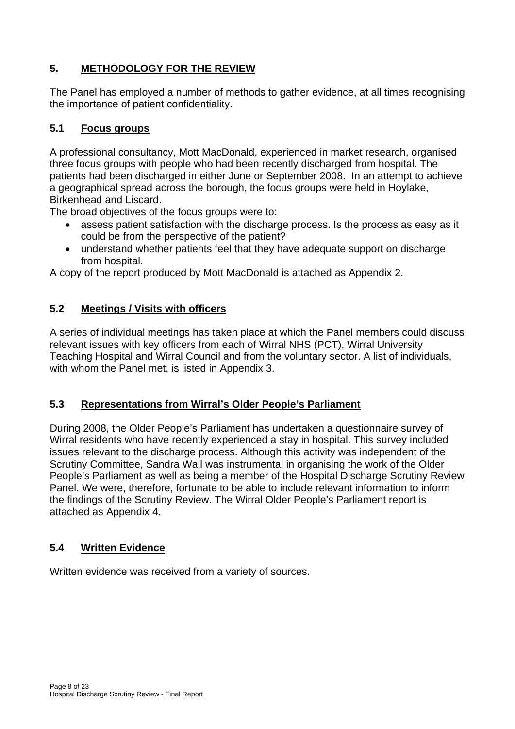## 5. METHODOLOGY FOR THE REVIEW

The Panel has employed a number of methods to gather evidence, at all times recognising the importance of patient confidentiality.

### 5.1 Focus groups

A professional consultancy, Mott MacDonald, experienced in market research, organised three focus groups with people who had been recently discharged from hospital. The patients had been discharged in either June or September 2008. In an attempt to achieve a geographical spread across the borough, the focus groups were held in Hoylake, Birkenhead and Liscard.

The broad objectives of the focus groups were to:

- assess patient satisfaction with the discharge process. Is the process as easy as it could be from the perspective of the patient?
- understand whether patients feel that they have adequate support on discharge from hospital.

A copy of the report produced by Mott MacDonald is attached as Appendix 2.

### 5.2 Meetings / Visits with officers

A series of individual meetings has taken place at which the Panel members could discuss relevant issues with key officers from each of Wirral NHS (PCT), Wirral University Teaching Hospital and Wirral Council and from the voluntary sector. A list of individuals, with whom the Panel met, is listed in Appendix 3.

### 5.3 Representations from Wirral's Older People's Parliament

During 2008, the Older People's Parliament has undertaken a questionnaire survey of Wirral residents who have recently experienced a stay in hospital. This survey included issues relevant to the discharge process. Although this activity was independent of the Scrutiny Committee, Sandra Wall was instrumental in organising the work of the Older People's Parliament as well as being a member of the Hospital Discharge Scrutiny Review Panel. We were, therefore, fortunate to be able to include relevant information to inform the findings of the Scrutiny Review. The Wirral Older People's Parliament report is attached as Appendix 4.

### 5.4 Written Evidence

Written evidence was received from a variety of sources.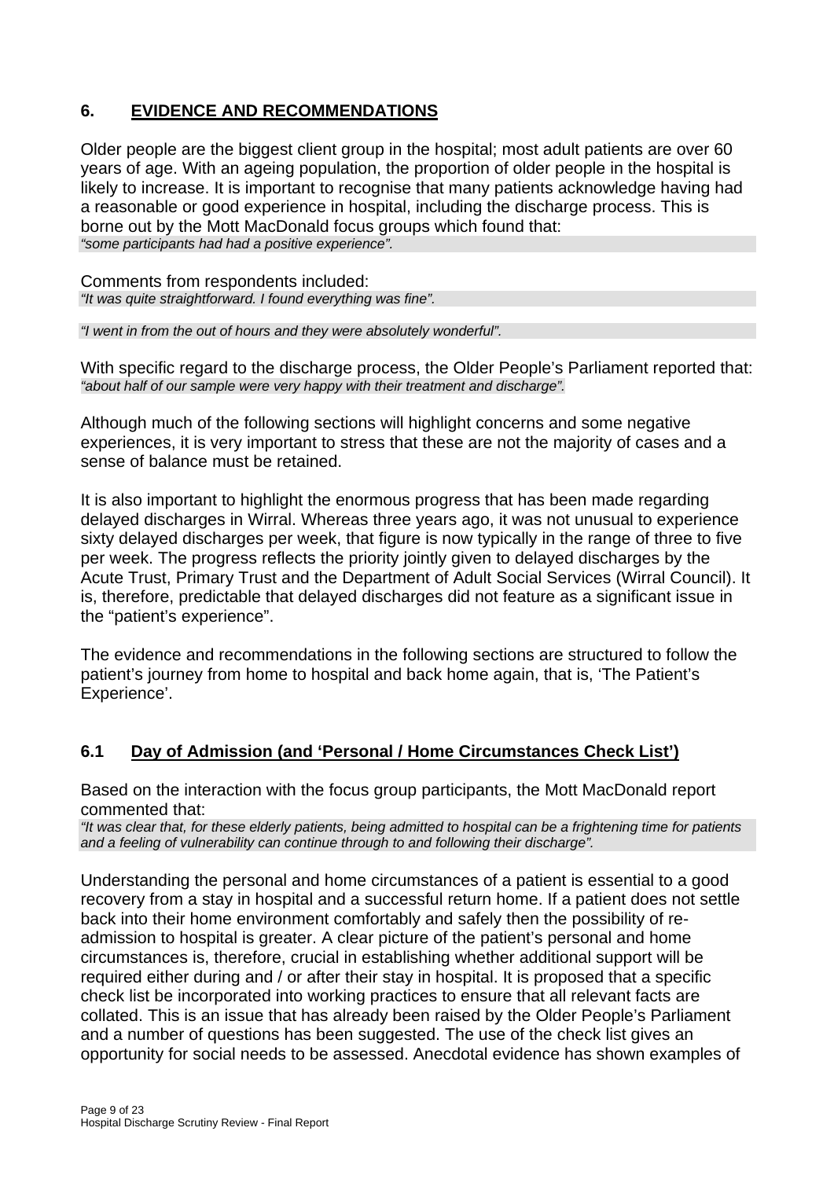## 6. EVIDENCE AND RECOMMENDATIONS

Older people are the biggest client group in the hospital; most adult patients are over 60 years of age. With an ageing population, the proportion of older people in the hospital is likely to increase. It is important to recognise that many patients acknowledge having had a reasonable or good experience in hospital, including the discharge process. This is borne out by the Mott MacDonald focus groups which found that:

*"some participants had had a positive experience".*

Comments from respondents included:

*"It was quite straightforward. I found everything was fine".*

*"I went in from the out of hours and they were absolutely wonderful".*

With specific regard to the discharge process, the Older People's Parliament reported that:

*"about half of our sample were very happy with their treatment and discharge".*

Although much of the following sections will highlight concerns and some negative experiences, it is very important to stress that these are not the majority of cases and a sense of balance must be retained.

It is also important to highlight the enormous progress that has been made regarding delayed discharges in Wirral. Whereas three years ago, it was not unusual to experience sixty delayed discharges per week, that figure is now typically in the range of three to five per week. The progress reflects the priority jointly given to delayed discharges by the Acute Trust, Primary Trust and the Department of Adult Social Services (Wirral Council). It is, therefore, predictable that delayed discharges did not feature as a significant issue in the "patient's experience".

The evidence and recommendations in the following sections are structured to follow the patient's journey from home to hospital and back home again, that is, 'The Patient's Experience'.

### 6.1 Day of Admission (and 'Personal / Home Circumstances Check List')

Based on the interaction with the focus group participants, the Mott MacDonald report commented that:

*"It was clear that, for these elderly patients, being admitted to hospital can be a frightening time for patients and a feeling of vulnerability can continue through to and following their discharge".*

Understanding the personal and home circumstances of a patient is essential to a good recovery from a stay in hospital and a successful return home. If a patient does not settle back into their home environment comfortably and safely then the possibility of re-admission to hospital is greater. A clear picture of the patient's personal and home circumstances is, therefore, crucial in establishing whether additional support will be required either during and / or after their stay in hospital. It is proposed that a specific check list be incorporated into working practices to ensure that all relevant facts are collated. This is an issue that has already been raised by the Older People's Parliament and a number of questions has been suggested. The use of the check list gives an opportunity for social needs to be assessed. Anecdotal evidence has shown examples of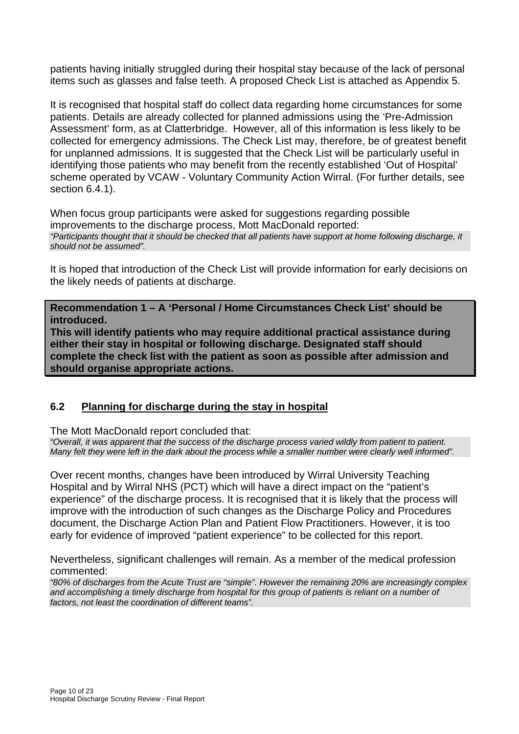patients having initially struggled during their hospital stay because of the lack of personal items such as glasses and false teeth. A proposed Check List is attached as Appendix 5.

It is recognised that hospital staff do collect data regarding home circumstances for some patients. Details are already collected for planned admissions using the 'Pre-Admission Assessment' form, as at Clatterbridge. However, all of this information is less likely to be collected for emergency admissions. The Check List may, therefore, be of greatest benefit for unplanned admissions. It is suggested that the Check List will be particularly useful in identifying those patients who may benefit from the recently established 'Out of Hospital' scheme operated by VCAW - Voluntary Community Action Wirral. (For further details, see section 6.4.1).

When focus group participants were asked for suggestions regarding possible improvements to the discharge process, Mott MacDonald reported:

*"Participants thought that it should be checked that all patients have support at home following discharge, it should not be assumed".*

It is hoped that introduction of the Check List will provide information for early decisions on the likely needs of patients at discharge.

**Recommendation 1 – A 'Personal / Home Circumstances Check List' should be introduced.**
**This will identify patients who may require additional practical assistance during either their stay in hospital or following discharge. Designated staff should complete the check list with the patient as soon as possible after admission and should organise appropriate actions.**

## 6.2 Planning for discharge during the stay in hospital

The Mott MacDonald report concluded that:

*"Overall, it was apparent that the success of the discharge process varied wildly from patient to patient. Many felt they were left in the dark about the process while a smaller number were clearly well informed".*

Over recent months, changes have been introduced by Wirral University Teaching Hospital and by Wirral NHS (PCT) which will have a direct impact on the "patient's experience" of the discharge process. It is recognised that it is likely that the process will improve with the introduction of such changes as the Discharge Policy and Procedures document, the Discharge Action Plan and Patient Flow Practitioners. However, it is too early for evidence of improved "patient experience" to be collected for this report.

Nevertheless, significant challenges will remain. As a member of the medical profession commented:

*"80% of discharges from the Acute Trust are "simple". However the remaining 20% are increasingly complex and accomplishing a timely discharge from hospital for this group of patients is reliant on a number of factors, not least the coordination of different teams".*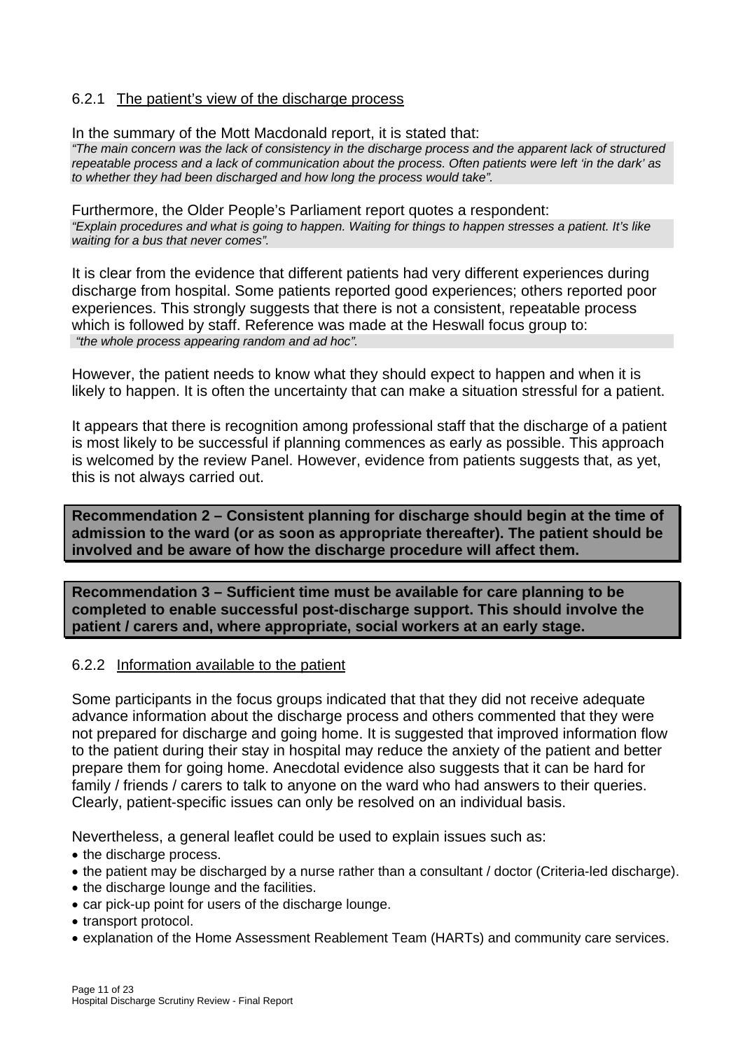### 6.2.1 The patient's view of the discharge process

In the summary of the Mott Macdonald report, it is stated that:

*"The main concern was the lack of consistency in the discharge process and the apparent lack of structured repeatable process and a lack of communication about the process. Often patients were left 'in the dark' as to whether they had been discharged and how long the process would take".*

Furthermore, the Older People's Parliament report quotes a respondent:

*"Explain procedures and what is going to happen. Waiting for things to happen stresses a patient. It's like waiting for a bus that never comes".*

It is clear from the evidence that different patients had very different experiences during discharge from hospital. Some patients reported good experiences; others reported poor experiences. This strongly suggests that there is not a consistent, repeatable process which is followed by staff. Reference was made at the Heswall focus group to:

*"the whole process appearing random and ad hoc".*

However, the patient needs to know what they should expect to happen and when it is likely to happen. It is often the uncertainty that can make a situation stressful for a patient.

It appears that there is recognition among professional staff that the discharge of a patient is most likely to be successful if planning commences as early as possible. This approach is welcomed by the review Panel. However, evidence from patients suggests that, as yet, this is not always carried out.

**Recommendation 2 – Consistent planning for discharge should begin at the time of admission to the ward (or as soon as appropriate thereafter). The patient should be involved and be aware of how the discharge procedure will affect them.**

**Recommendation 3 – Sufficient time must be available for care planning to be completed to enable successful post-discharge support. This should involve the patient / carers and, where appropriate, social workers at an early stage.**

### 6.2.2 Information available to the patient

Some participants in the focus groups indicated that that they did not receive adequate advance information about the discharge process and others commented that they were not prepared for discharge and going home. It is suggested that improved information flow to the patient during their stay in hospital may reduce the anxiety of the patient and better prepare them for going home. Anecdotal evidence also suggests that it can be hard for family / friends / carers to talk to anyone on the ward who had answers to their queries. Clearly, patient-specific issues can only be resolved on an individual basis.

Nevertheless, a general leaflet could be used to explain issues such as:

- the discharge process.
- the patient may be discharged by a nurse rather than a consultant / doctor (Criteria-led discharge).
- the discharge lounge and the facilities.
- car pick-up point for users of the discharge lounge.
- transport protocol.
- explanation of the Home Assessment Reablement Team (HARTs) and community care services.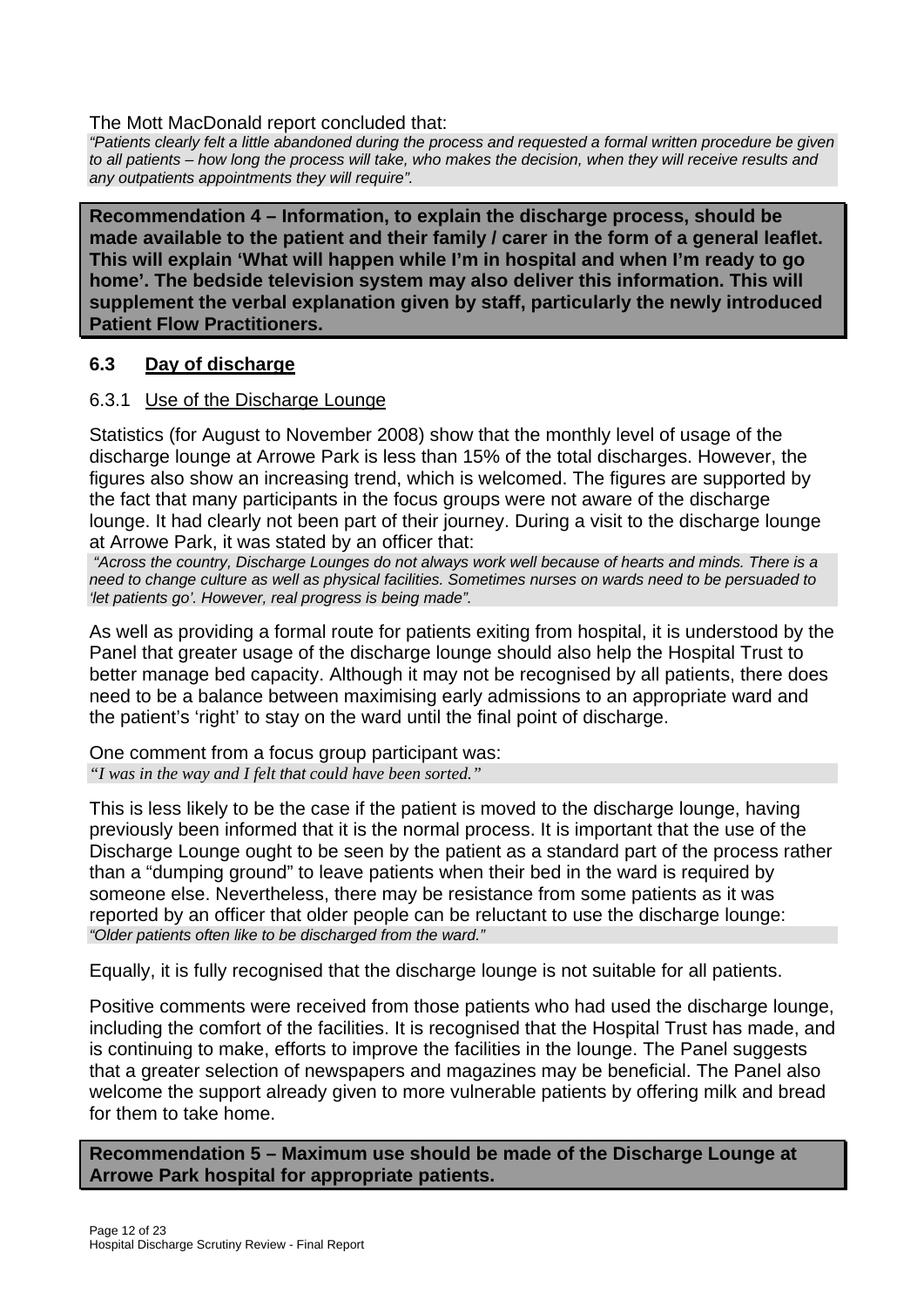The Mott MacDonald report concluded that:

*"Patients clearly felt a little abandoned during the process and requested a formal written procedure be given to all patients – how long the process will take, who makes the decision, when they will receive results and any outpatients appointments they will require".*

**Recommendation 4 – Information, to explain the discharge process, should be made available to the patient and their family / carer in the form of a general leaflet. This will explain 'What will happen while I'm in hospital and when I'm ready to go home'. The bedside television system may also deliver this information. This will supplement the verbal explanation given by staff, particularly the newly introduced Patient Flow Practitioners.**

## 6.3 Day of discharge

### 6.3.1 Use of the Discharge Lounge

Statistics (for August to November 2008) show that the monthly level of usage of the discharge lounge at Arrowe Park is less than 15% of the total discharges. However, the figures also show an increasing trend, which is welcomed. The figures are supported by the fact that many participants in the focus groups were not aware of the discharge lounge. It had clearly not been part of their journey. During a visit to the discharge lounge at Arrowe Park, it was stated by an officer that:

*"Across the country, Discharge Lounges do not always work well because of hearts and minds. There is a need to change culture as well as physical facilities. Sometimes nurses on wards need to be persuaded to 'let patients go'. However, real progress is being made".*

As well as providing a formal route for patients exiting from hospital, it is understood by the Panel that greater usage of the discharge lounge should also help the Hospital Trust to better manage bed capacity. Although it may not be recognised by all patients, there does need to be a balance between maximising early admissions to an appropriate ward and the patient's 'right' to stay on the ward until the final point of discharge.

One comment from a focus group participant was:

*"I was in the way and I felt that could have been sorted."*

This is less likely to be the case if the patient is moved to the discharge lounge, having previously been informed that it is the normal process. It is important that the use of the Discharge Lounge ought to be seen by the patient as a standard part of the process rather than a "dumping ground" to leave patients when their bed in the ward is required by someone else. Nevertheless, there may be resistance from some patients as it was reported by an officer that older people can be reluctant to use the discharge lounge:

*"Older patients often like to be discharged from the ward."*

Equally, it is fully recognised that the discharge lounge is not suitable for all patients.

Positive comments were received from those patients who had used the discharge lounge, including the comfort of the facilities. It is recognised that the Hospital Trust has made, and is continuing to make, efforts to improve the facilities in the lounge. The Panel suggests that a greater selection of newspapers and magazines may be beneficial. The Panel also welcome the support already given to more vulnerable patients by offering milk and bread for them to take home.

**Recommendation 5 – Maximum use should be made of the Discharge Lounge at Arrowe Park hospital for appropriate patients.**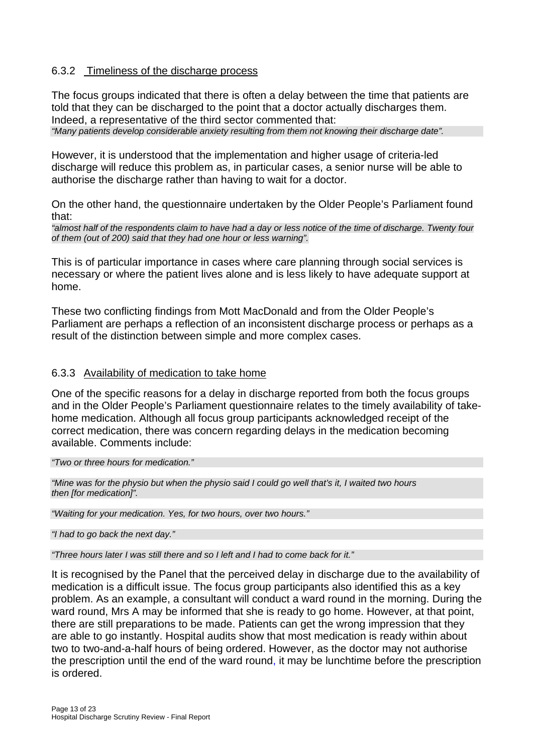### 6.3.2 Timeliness of the discharge process

The focus groups indicated that there is often a delay between the time that patients are told that they can be discharged to the point that a doctor actually discharges them. Indeed, a representative of the third sector commented that:

*"Many patients develop considerable anxiety resulting from them not knowing their discharge date".*

However, it is understood that the implementation and higher usage of criteria-led discharge will reduce this problem as, in particular cases, a senior nurse will be able to authorise the discharge rather than having to wait for a doctor.

On the other hand, the questionnaire undertaken by the Older People's Parliament found that:

*"almost half of the respondents claim to have had a day or less notice of the time of discharge. Twenty four of them (out of 200) said that they had one hour or less warning".*

This is of particular importance in cases where care planning through social services is necessary or where the patient lives alone and is less likely to have adequate support at home.

These two conflicting findings from Mott MacDonald and from the Older People's Parliament are perhaps a reflection of an inconsistent discharge process or perhaps as a result of the distinction between simple and more complex cases.

### 6.3.3 Availability of medication to take home

One of the specific reasons for a delay in discharge reported from both the focus groups and in the Older People's Parliament questionnaire relates to the timely availability of take-home medication. Although all focus group participants acknowledged receipt of the correct medication, there was concern regarding delays in the medication becoming available. Comments include:

*"Two or three hours for medication."*

*"Mine was for the physio but when the physio said I could go well that's it, I waited two hours then [for medication]".*

*"Waiting for your medication. Yes, for two hours, over two hours."*

*"I had to go back the next day."*

*"Three hours later I was still there and so I left and I had to come back for it."*

It is recognised by the Panel that the perceived delay in discharge due to the availability of medication is a difficult issue. The focus group participants also identified this as a key problem. As an example, a consultant will conduct a ward round in the morning. During the ward round, Mrs A may be informed that she is ready to go home. However, at that point, there are still preparations to be made. Patients can get the wrong impression that they are able to go instantly. Hospital audits show that most medication is ready within about two to two-and-a-half hours of being ordered. However, as the doctor may not authorise the prescription until the end of the ward round, it may be lunchtime before the prescription is ordered.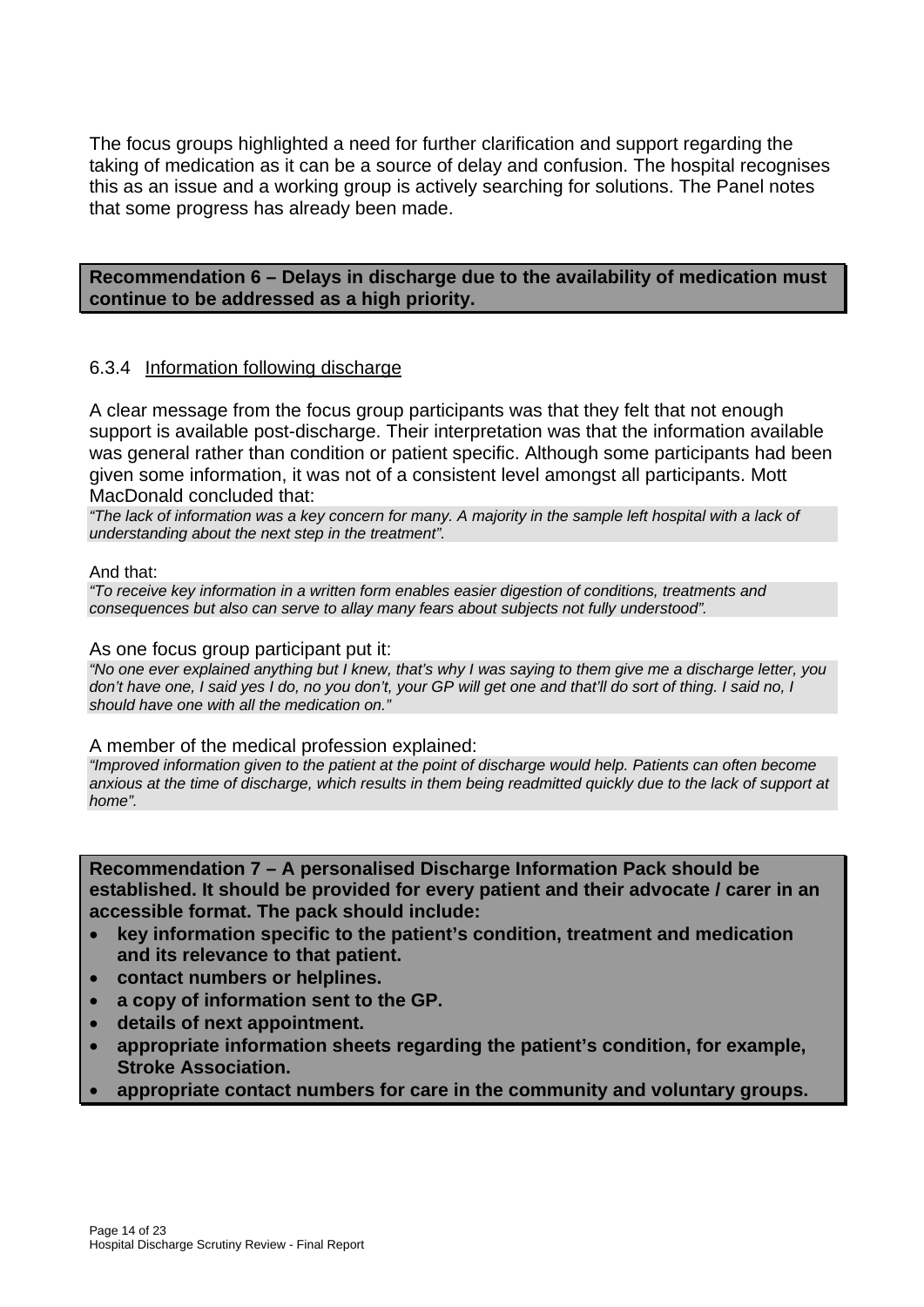The focus groups highlighted a need for further clarification and support regarding the taking of medication as it can be a source of delay and confusion. The hospital recognises this as an issue and a working group is actively searching for solutions. The Panel notes that some progress has already been made.

**Recommendation 6 – Delays in discharge due to the availability of medication must continue to be addressed as a high priority.**

#### 6.3.4 Information following discharge

A clear message from the focus group participants was that they felt that not enough support is available post-discharge. Their interpretation was that the information available was general rather than condition or patient specific. Although some participants had been given some information, it was not of a consistent level amongst all participants. Mott MacDonald concluded that:

*"The lack of information was a key concern for many. A majority in the sample left hospital with a lack of understanding about the next step in the treatment".*

And that:

*"To receive key information in a written form enables easier digestion of conditions, treatments and consequences but also can serve to allay many fears about subjects not fully understood".*

As one focus group participant put it:

*"No one ever explained anything but I knew, that's why I was saying to them give me a discharge letter, you don't have one, I said yes I do, no you don't, your GP will get one and that'll do sort of thing. I said no, I should have one with all the medication on."*

A member of the medical profession explained:

*"Improved information given to the patient at the point of discharge would help. Patients can often become anxious at the time of discharge, which results in them being readmitted quickly due to the lack of support at home".*

**Recommendation 7 – A personalised Discharge Information Pack should be established. It should be provided for every patient and their advocate / carer in an accessible format. The pack should include:**

- **key information specific to the patient's condition, treatment and medication and its relevance to that patient.**
- **contact numbers or helplines.**
- **a copy of information sent to the GP.**
- **details of next appointment.**
- **appropriate information sheets regarding the patient's condition, for example, Stroke Association.**
- **appropriate contact numbers for care in the community and voluntary groups.**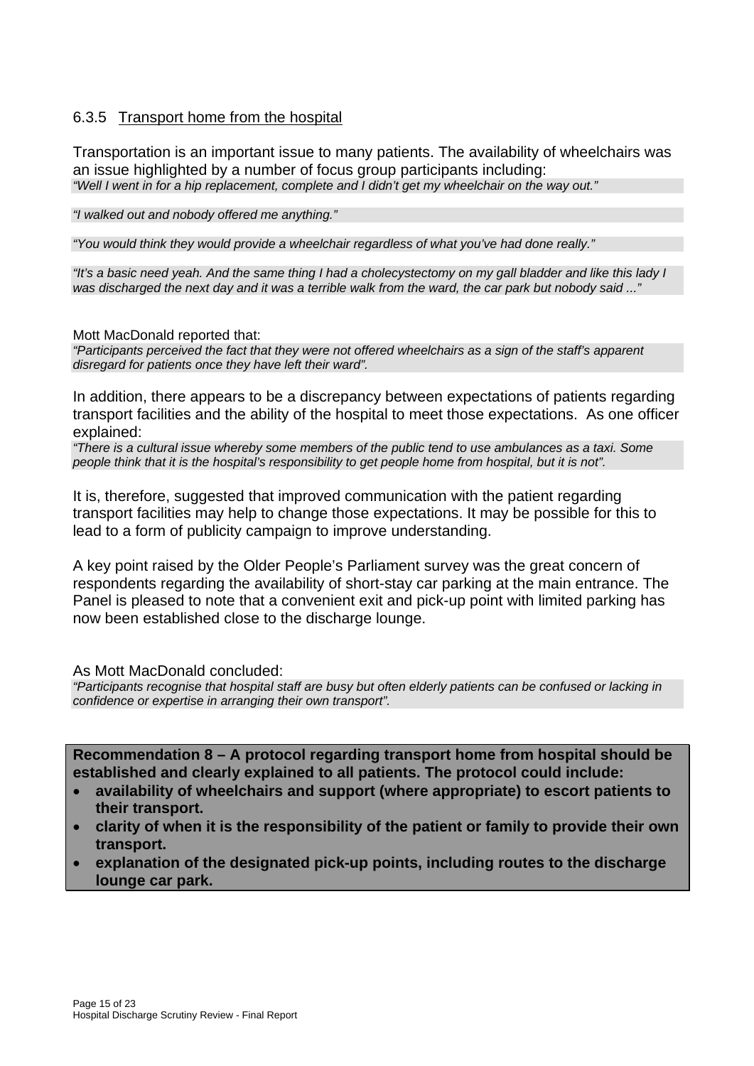### 6.3.5 Transport home from the hospital

Transportation is an important issue to many patients. The availability of wheelchairs was an issue highlighted by a number of focus group participants including:

*"Well I went in for a hip replacement, complete and I didn't get my wheelchair on the way out."*

*"I walked out and nobody offered me anything."*

*"You would think they would provide a wheelchair regardless of what you've had done really."*

*"It's a basic need yeah. And the same thing I had a cholecystectomy on my gall bladder and like this lady I was discharged the next day and it was a terrible walk from the ward, the car park but nobody said ..."*

Mott MacDonald reported that:

*"Participants perceived the fact that they were not offered wheelchairs as a sign of the staff's apparent disregard for patients once they have left their ward".*

In addition, there appears to be a discrepancy between expectations of patients regarding transport facilities and the ability of the hospital to meet those expectations. As one officer explained:

*"There is a cultural issue whereby some members of the public tend to use ambulances as a taxi. Some people think that it is the hospital's responsibility to get people home from hospital, but it is not".*

It is, therefore, suggested that improved communication with the patient regarding transport facilities may help to change those expectations. It may be possible for this to lead to a form of publicity campaign to improve understanding.

A key point raised by the Older People's Parliament survey was the great concern of respondents regarding the availability of short-stay car parking at the main entrance. The Panel is pleased to note that a convenient exit and pick-up point with limited parking has now been established close to the discharge lounge.

As Mott MacDonald concluded:

*"Participants recognise that hospital staff are busy but often elderly patients can be confused or lacking in confidence or expertise in arranging their own transport".*

**Recommendation 8 – A protocol regarding transport home from hospital should be established and clearly explained to all patients. The protocol could include:**

- **availability of wheelchairs and support (where appropriate) to escort patients to their transport.**
- **clarity of when it is the responsibility of the patient or family to provide their own transport.**
- **explanation of the designated pick-up points, including routes to the discharge lounge car park.**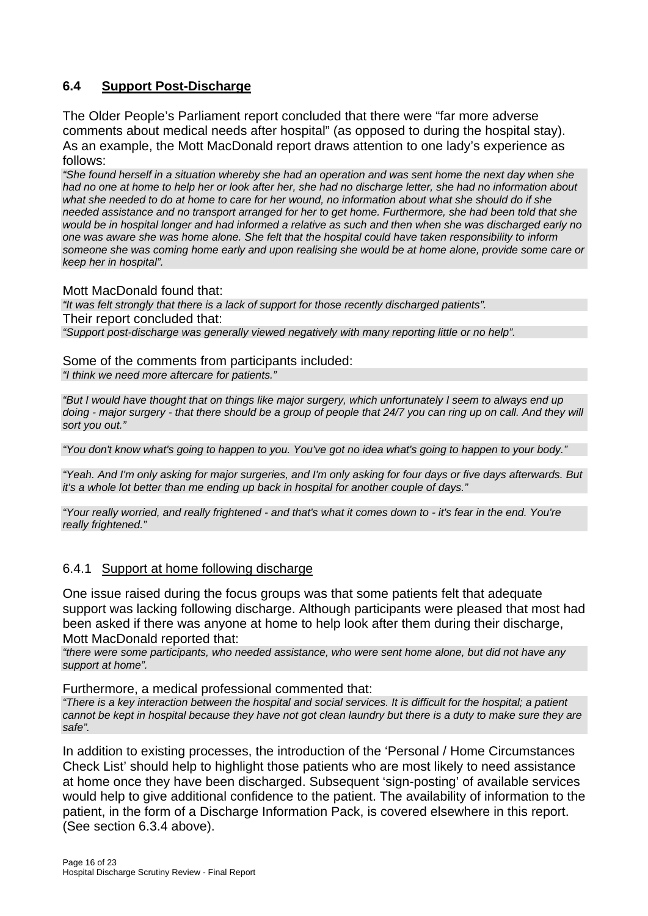## 6.4 Support Post-Discharge

The Older People's Parliament report concluded that there were "far more adverse comments about medical needs after hospital" (as opposed to during the hospital stay). As an example, the Mott MacDonald report draws attention to one lady's experience as follows:

*"She found herself in a situation whereby she had an operation and was sent home the next day when she had no one at home to help her or look after her, she had no discharge letter, she had no information about what she needed to do at home to care for her wound, no information about what she should do if she needed assistance and no transport arranged for her to get home. Furthermore, she had been told that she would be in hospital longer and had informed a relative as such and then when she was discharged early no one was aware she was home alone. She felt that the hospital could have taken responsibility to inform someone she was coming home early and upon realising she would be at home alone, provide some care or keep her in hospital".*

Mott MacDonald found that:

*"It was felt strongly that there is a lack of support for those recently discharged patients".*

Their report concluded that:

*"Support post-discharge was generally viewed negatively with many reporting little or no help".*

Some of the comments from participants included:

*"I think we need more aftercare for patients."*

*"But I would have thought that on things like major surgery, which unfortunately I seem to always end up doing - major surgery - that there should be a group of people that 24/7 you can ring up on call. And they will sort you out."*

*"You don't know what's going to happen to you. You've got no idea what's going to happen to your body."*

*"Yeah. And I'm only asking for major surgeries, and I'm only asking for four days or five days afterwards. But it's a whole lot better than me ending up back in hospital for another couple of days."*

*"Your really worried, and really frightened - and that's what it comes down to - it's fear in the end. You're really frightened."*

### 6.4.1 Support at home following discharge

One issue raised during the focus groups was that some patients felt that adequate support was lacking following discharge. Although participants were pleased that most had been asked if there was anyone at home to help look after them during their discharge, Mott MacDonald reported that:

*"there were some participants, who needed assistance, who were sent home alone, but did not have any support at home".*

Furthermore, a medical professional commented that:

*"There is a key interaction between the hospital and social services. It is difficult for the hospital; a patient cannot be kept in hospital because they have not got clean laundry but there is a duty to make sure they are safe".*

In addition to existing processes, the introduction of the 'Personal / Home Circumstances Check List' should help to highlight those patients who are most likely to need assistance at home once they have been discharged. Subsequent 'sign-posting' of available services would help to give additional confidence to the patient. The availability of information to the patient, in the form of a Discharge Information Pack, is covered elsewhere in this report. (See section 6.3.4 above).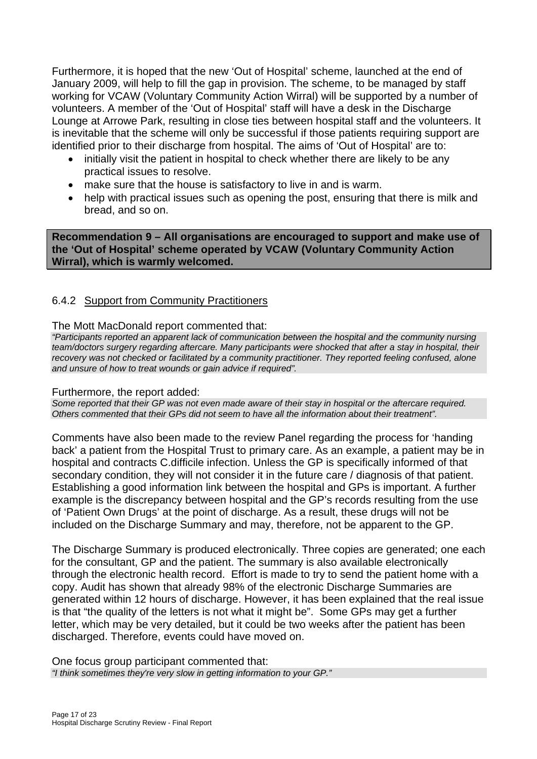Furthermore, it is hoped that the new 'Out of Hospital' scheme, launched at the end of January 2009, will help to fill the gap in provision. The scheme, to be managed by staff working for VCAW (Voluntary Community Action Wirral) will be supported by a number of volunteers. A member of the 'Out of Hospital' staff will have a desk in the Discharge Lounge at Arrowe Park, resulting in close ties between hospital staff and the volunteers. It is inevitable that the scheme will only be successful if those patients requiring support are identified prior to their discharge from hospital. The aims of 'Out of Hospital' are to:

- initially visit the patient in hospital to check whether there are likely to be any practical issues to resolve.
- make sure that the house is satisfactory to live in and is warm.
- help with practical issues such as opening the post, ensuring that there is milk and bread, and so on.

**Recommendation 9 – All organisations are encouraged to support and make use of the 'Out of Hospital' scheme operated by VCAW (Voluntary Community Action Wirral), which is warmly welcomed.**

### 6.4.2 Support from Community Practitioners

The Mott MacDonald report commented that:

*"Participants reported an apparent lack of communication between the hospital and the community nursing team/doctors surgery regarding aftercare. Many participants were shocked that after a stay in hospital, their recovery was not checked or facilitated by a community practitioner. They reported feeling confused, alone and unsure of how to treat wounds or gain advice if required".*

Furthermore, the report added:

*Some reported that their GP was not even made aware of their stay in hospital or the aftercare required. Others commented that their GPs did not seem to have all the information about their treatment".*

Comments have also been made to the review Panel regarding the process for 'handing back' a patient from the Hospital Trust to primary care. As an example, a patient may be in hospital and contracts C.difficile infection. Unless the GP is specifically informed of that secondary condition, they will not consider it in the future care / diagnosis of that patient. Establishing a good information link between the hospital and GPs is important. A further example is the discrepancy between hospital and the GP's records resulting from the use of 'Patient Own Drugs' at the point of discharge. As a result, these drugs will not be included on the Discharge Summary and may, therefore, not be apparent to the GP.

The Discharge Summary is produced electronically. Three copies are generated; one each for the consultant, GP and the patient. The summary is also available electronically through the electronic health record. Effort is made to try to send the patient home with a copy. Audit has shown that already 98% of the electronic Discharge Summaries are generated within 12 hours of discharge. However, it has been explained that the real issue is that "the quality of the letters is not what it might be". Some GPs may get a further letter, which may be very detailed, but it could be two weeks after the patient has been discharged. Therefore, events could have moved on.

One focus group participant commented that:

*"I think sometimes they're very slow in getting information to your GP."*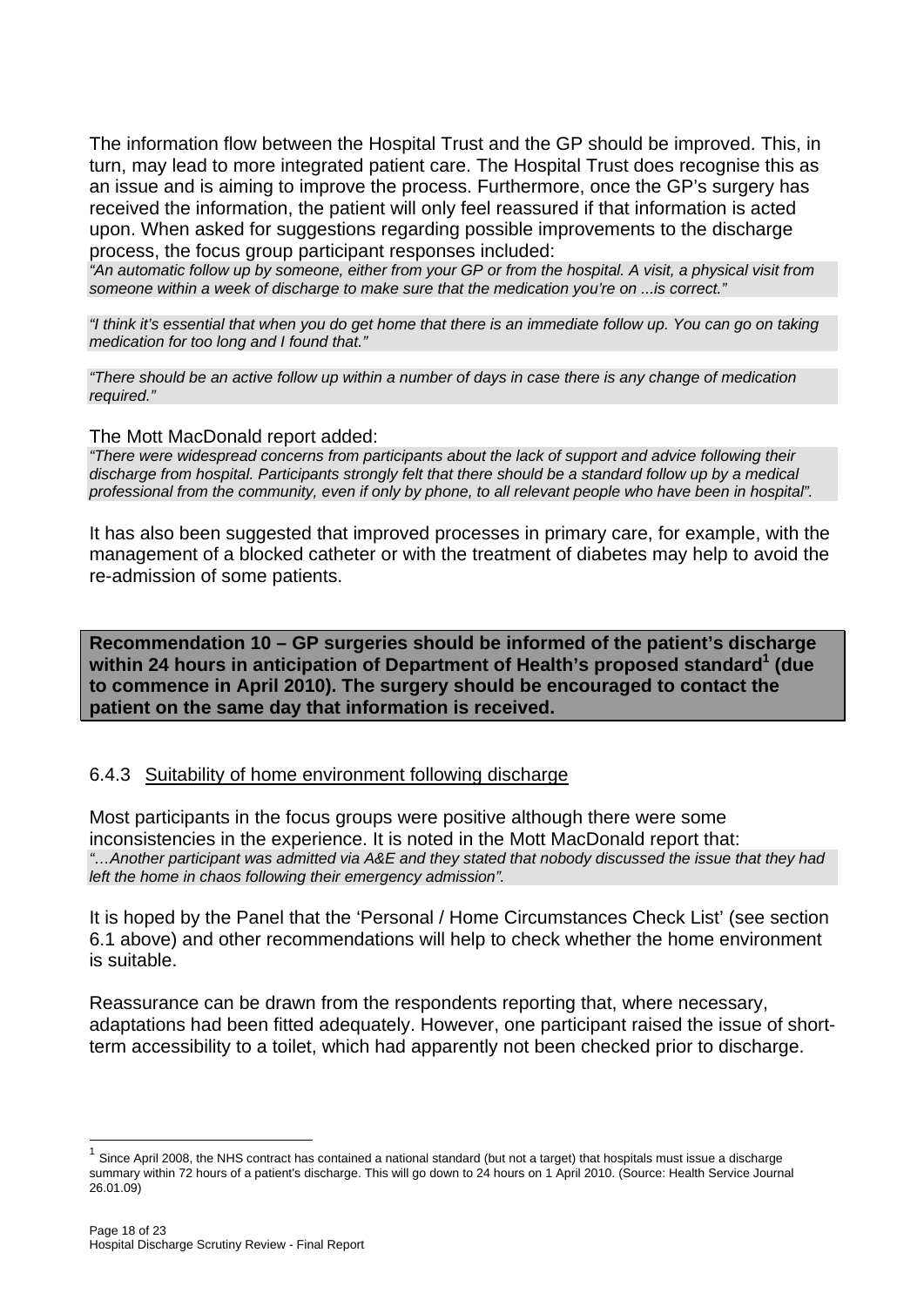The information flow between the Hospital Trust and the GP should be improved. This, in turn, may lead to more integrated patient care. The Hospital Trust does recognise this as an issue and is aiming to improve the process. Furthermore, once the GP's surgery has received the information, the patient will only feel reassured if that information is acted upon. When asked for suggestions regarding possible improvements to the discharge process, the focus group participant responses included:

*"An automatic follow up by someone, either from your GP or from the hospital. A visit, a physical visit from someone within a week of discharge to make sure that the medication you're on ...is correct."*

*"I think it's essential that when you do get home that there is an immediate follow up. You can go on taking medication for too long and I found that."*

*"There should be an active follow up within a number of days in case there is any change of medication required."*

The Mott MacDonald report added:

*"There were widespread concerns from participants about the lack of support and advice following their discharge from hospital. Participants strongly felt that there should be a standard follow up by a medical professional from the community, even if only by phone, to all relevant people who have been in hospital".*

It has also been suggested that improved processes in primary care, for example, with the management of a blocked catheter or with the treatment of diabetes may help to avoid the re-admission of some patients.

**Recommendation 10 – GP surgeries should be informed of the patient's discharge within 24 hours in anticipation of Department of Health's proposed standard[1] (due to commence in April 2010). The surgery should be encouraged to contact the patient on the same day that information is received.**

### 6.4.3 Suitability of home environment following discharge

Most participants in the focus groups were positive although there were some inconsistencies in the experience. It is noted in the Mott MacDonald report that:

*"…Another participant was admitted via A&E and they stated that nobody discussed the issue that they had left the home in chaos following their emergency admission".*

It is hoped by the Panel that the 'Personal / Home Circumstances Check List' (see section 6.1 above) and other recommendations will help to check whether the home environment is suitable.

Reassurance can be drawn from the respondents reporting that, where necessary, adaptations had been fitted adequately. However, one participant raised the issue of short-term accessibility to a toilet, which had apparently not been checked prior to discharge.

[1] Since April 2008, the NHS contract has contained a national standard (but not a target) that hospitals must issue a discharge summary within 72 hours of a patient's discharge. This will go down to 24 hours on 1 April 2010. (Source: Health Service Journal 26.01.09)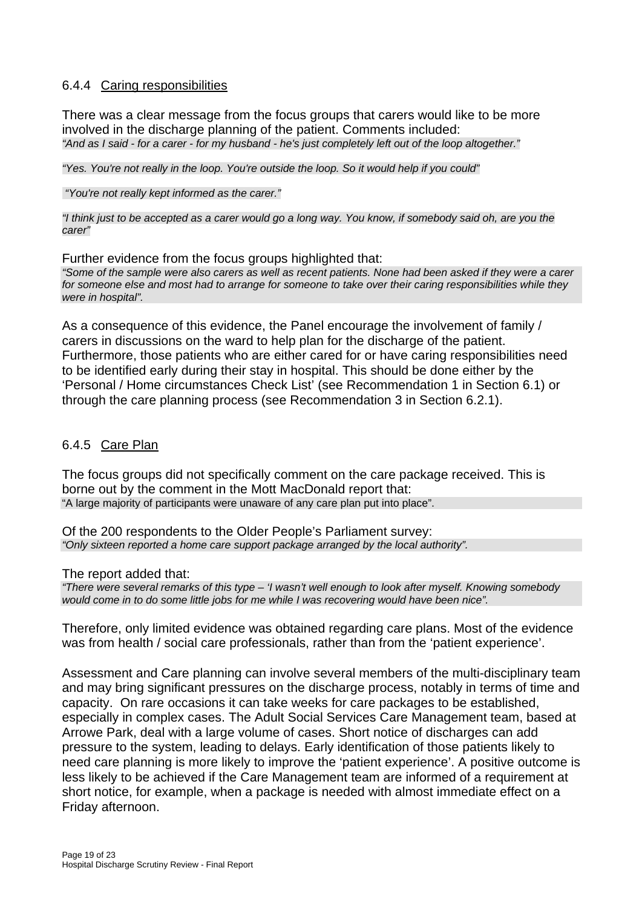#### 6.4.4 Caring responsibilities

There was a clear message from the focus groups that carers would like to be more involved in the discharge planning of the patient. Comments included:

*"And as I said - for a carer - for my husband - he's just completely left out of the loop altogether."*

*"Yes. You're not really in the loop. You're outside the loop. So it would help if you could"*

*"You're not really kept informed as the carer."*

*"I think just to be accepted as a carer would go a long way. You know, if somebody said oh, are you the carer"*

Further evidence from the focus groups highlighted that:

*"Some of the sample were also carers as well as recent patients. None had been asked if they were a carer for someone else and most had to arrange for someone to take over their caring responsibilities while they were in hospital".*

As a consequence of this evidence, the Panel encourage the involvement of family / carers in discussions on the ward to help plan for the discharge of the patient. Furthermore, those patients who are either cared for or have caring responsibilities need to be identified early during their stay in hospital. This should be done either by the 'Personal / Home circumstances Check List' (see Recommendation 1 in Section 6.1) or through the care planning process (see Recommendation 3 in Section 6.2.1).

#### 6.4.5 Care Plan

The focus groups did not specifically comment on the care package received. This is borne out by the comment in the Mott MacDonald report that:

"A large majority of participants were unaware of any care plan put into place".

Of the 200 respondents to the Older People's Parliament survey:

*"Only sixteen reported a home care support package arranged by the local authority".*

The report added that:

*"There were several remarks of this type – 'I wasn't well enough to look after myself. Knowing somebody would come in to do some little jobs for me while I was recovering would have been nice".*

Therefore, only limited evidence was obtained regarding care plans. Most of the evidence was from health / social care professionals, rather than from the 'patient experience'.

Assessment and Care planning can involve several members of the multi-disciplinary team and may bring significant pressures on the discharge process, notably in terms of time and capacity. On rare occasions it can take weeks for care packages to be established, especially in complex cases. The Adult Social Services Care Management team, based at Arrowe Park, deal with a large volume of cases. Short notice of discharges can add pressure to the system, leading to delays. Early identification of those patients likely to need care planning is more likely to improve the 'patient experience'. A positive outcome is less likely to be achieved if the Care Management team are informed of a requirement at short notice, for example, when a package is needed with almost immediate effect on a Friday afternoon.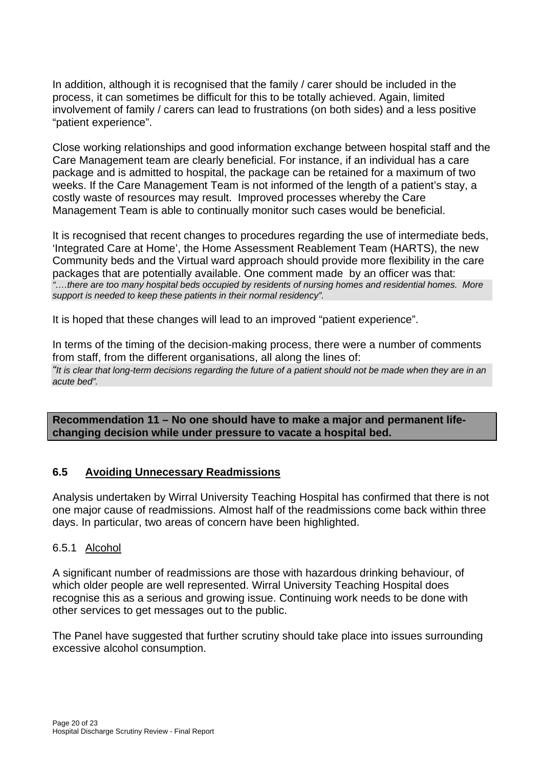In addition, although it is recognised that the family / carer should be included in the process, it can sometimes be difficult for this to be totally achieved. Again, limited involvement of family / carers can lead to frustrations (on both sides) and a less positive "patient experience".

Close working relationships and good information exchange between hospital staff and the Care Management team are clearly beneficial. For instance, if an individual has a care package and is admitted to hospital, the package can be retained for a maximum of two weeks. If the Care Management Team is not informed of the length of a patient's stay, a costly waste of resources may result. Improved processes whereby the Care Management Team is able to continually monitor such cases would be beneficial.

It is recognised that recent changes to procedures regarding the use of intermediate beds, 'Integrated Care at Home', the Home Assessment Reablement Team (HARTS), the new Community beds and the Virtual ward approach should provide more flexibility in the care packages that are potentially available. One comment made by an officer was that:

> *"….there are too many hospital beds occupied by residents of nursing homes and residential homes. More support is needed to keep these patients in their normal residency".*

It is hoped that these changes will lead to an improved "patient experience".

In terms of the timing of the decision-making process, there were a number of comments from staff, from the different organisations, all along the lines of:

> *"It is clear that long-term decisions regarding the future of a patient should not be made when they are in an acute bed".*

**Recommendation 11 – No one should have to make a major and permanent life-changing decision while under pressure to vacate a hospital bed.**

## 6.5 Avoiding Unnecessary Readmissions

Analysis undertaken by Wirral University Teaching Hospital has confirmed that there is not one major cause of readmissions. Almost half of the readmissions come back within three days. In particular, two areas of concern have been highlighted.

### 6.5.1 Alcohol

A significant number of readmissions are those with hazardous drinking behaviour, of which older people are well represented. Wirral University Teaching Hospital does recognise this as a serious and growing issue. Continuing work needs to be done with other services to get messages out to the public.

The Panel have suggested that further scrutiny should take place into issues surrounding excessive alcohol consumption.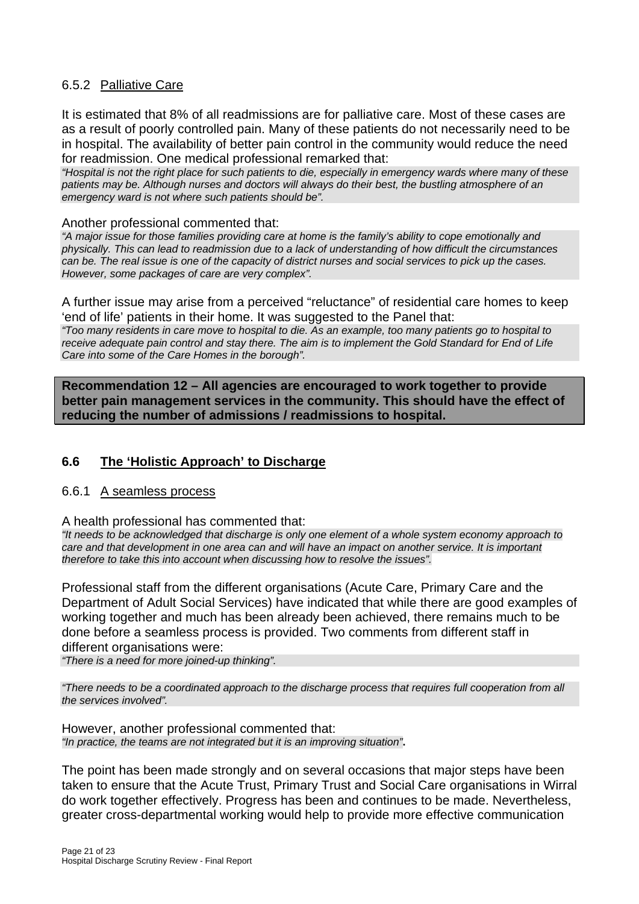### 6.5.2 Palliative Care

It is estimated that 8% of all readmissions are for palliative care. Most of these cases are as a result of poorly controlled pain. Many of these patients do not necessarily need to be in hospital. The availability of better pain control in the community would reduce the need for readmission. One medical professional remarked that:

*"Hospital is not the right place for such patients to die, especially in emergency wards where many of these patients may be. Although nurses and doctors will always do their best, the bustling atmosphere of an emergency ward is not where such patients should be".*

Another professional commented that:

*"A major issue for those families providing care at home is the family's ability to cope emotionally and physically. This can lead to readmission due to a lack of understanding of how difficult the circumstances can be. The real issue is one of the capacity of district nurses and social services to pick up the cases. However, some packages of care are very complex".*

A further issue may arise from a perceived "reluctance" of residential care homes to keep 'end of life' patients in their home. It was suggested to the Panel that:

*"Too many residents in care move to hospital to die. As an example, too many patients go to hospital to receive adequate pain control and stay there. The aim is to implement the Gold Standard for End of Life Care into some of the Care Homes in the borough".*

**Recommendation 12 – All agencies are encouraged to work together to provide better pain management services in the community. This should have the effect of reducing the number of admissions / readmissions to hospital.**

## 6.6 The 'Holistic Approach' to Discharge

### 6.6.1 A seamless process

A health professional has commented that:

*"It needs to be acknowledged that discharge is only one element of a whole system economy approach to care and that development in one area can and will have an impact on another service. It is important therefore to take this into account when discussing how to resolve the issues".*

Professional staff from the different organisations (Acute Care, Primary Care and the Department of Adult Social Services) have indicated that while there are good examples of working together and much has been already been achieved, there remains much to be done before a seamless process is provided. Two comments from different staff in different organisations were:

*"There is a need for more joined-up thinking".*

*"There needs to be a coordinated approach to the discharge process that requires full cooperation from all the services involved".*

However, another professional commented that:

*"In practice, the teams are not integrated but it is an improving situation"*.

The point has been made strongly and on several occasions that major steps have been taken to ensure that the Acute Trust, Primary Trust and Social Care organisations in Wirral do work together effectively. Progress has been and continues to be made. Nevertheless, greater cross-departmental working would help to provide more effective communication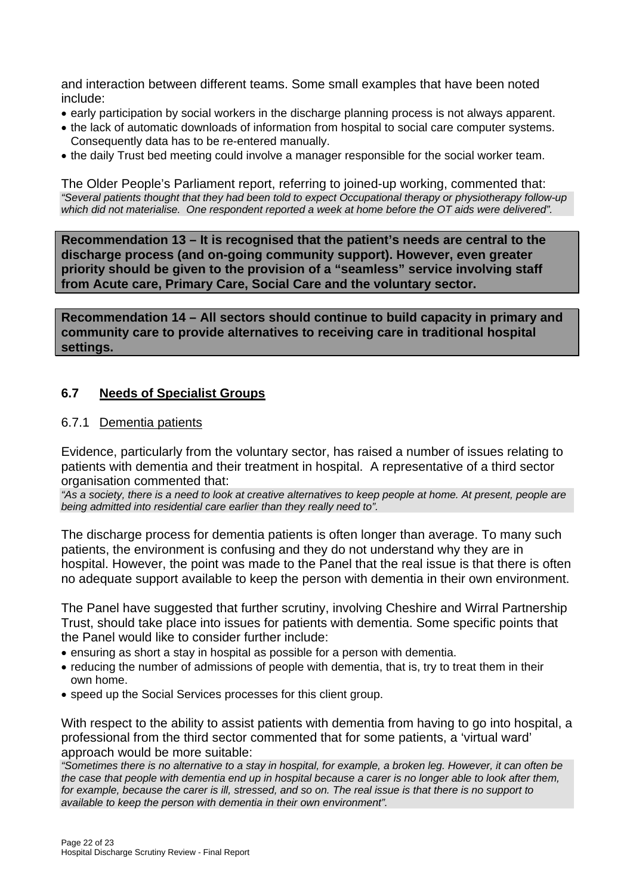and interaction between different teams. Some small examples that have been noted include:

- early participation by social workers in the discharge planning process is not always apparent.
- the lack of automatic downloads of information from hospital to social care computer systems. Consequently data has to be re-entered manually.
- the daily Trust bed meeting could involve a manager responsible for the social worker team.

The Older People's Parliament report, referring to joined-up working, commented that:

*"Several patients thought that they had been told to expect Occupational therapy or physiotherapy follow-up which did not materialise. One respondent reported a week at home before the OT aids were delivered".*

**Recommendation 13 – It is recognised that the patient's needs are central to the discharge process (and on-going community support). However, even greater priority should be given to the provision of a "seamless" service involving staff from Acute care, Primary Care, Social Care and the voluntary sector.**

**Recommendation 14 – All sectors should continue to build capacity in primary and community care to provide alternatives to receiving care in traditional hospital settings.**

## 6.7 Needs of Specialist Groups

### 6.7.1 Dementia patients

Evidence, particularly from the voluntary sector, has raised a number of issues relating to patients with dementia and their treatment in hospital. A representative of a third sector organisation commented that:

*"As a society, there is a need to look at creative alternatives to keep people at home. At present, people are being admitted into residential care earlier than they really need to".*

The discharge process for dementia patients is often longer than average. To many such patients, the environment is confusing and they do not understand why they are in hospital. However, the point was made to the Panel that the real issue is that there is often no adequate support available to keep the person with dementia in their own environment.

The Panel have suggested that further scrutiny, involving Cheshire and Wirral Partnership Trust, should take place into issues for patients with dementia. Some specific points that the Panel would like to consider further include:

- ensuring as short a stay in hospital as possible for a person with dementia.
- reducing the number of admissions of people with dementia, that is, try to treat them in their own home.
- speed up the Social Services processes for this client group.

With respect to the ability to assist patients with dementia from having to go into hospital, a professional from the third sector commented that for some patients, a 'virtual ward' approach would be more suitable:

*"Sometimes there is no alternative to a stay in hospital, for example, a broken leg. However, it can often be the case that people with dementia end up in hospital because a carer is no longer able to look after them, for example, because the carer is ill, stressed, and so on. The real issue is that there is no support to available to keep the person with dementia in their own environment".*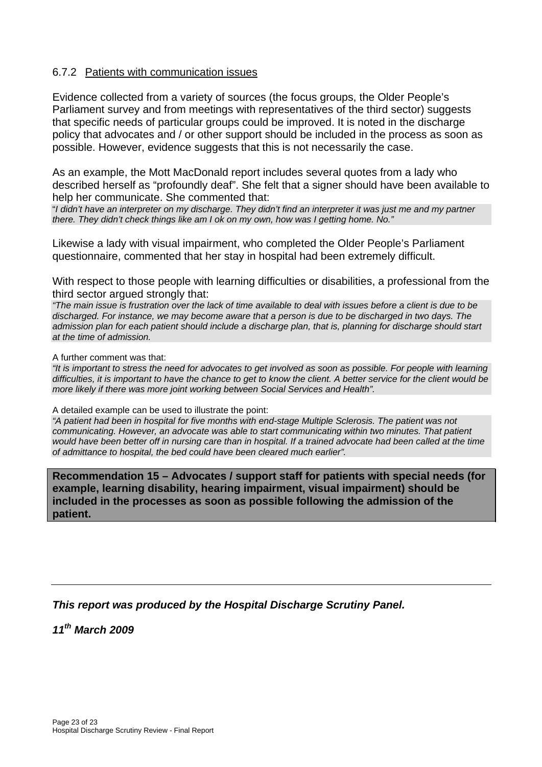#### 6.7.2 Patients with communication issues

Evidence collected from a variety of sources (the focus groups, the Older People's Parliament survey and from meetings with representatives of the third sector) suggests that specific needs of particular groups could be improved. It is noted in the discharge policy that advocates and / or other support should be included in the process as soon as possible. However, evidence suggests that this is not necessarily the case.

As an example, the Mott MacDonald report includes several quotes from a lady who described herself as "profoundly deaf". She felt that a signer should have been available to help her communicate. She commented that:

"*I didn't have an interpreter on my discharge. They didn't find an interpreter it was just me and my partner there. They didn't check things like am I ok on my own, how was I getting home. No."*

Likewise a lady with visual impairment, who completed the Older People's Parliament questionnaire, commented that her stay in hospital had been extremely difficult.

With respect to those people with learning difficulties or disabilities, a professional from the third sector argued strongly that:

*"The main issue is frustration over the lack of time available to deal with issues before a client is due to be discharged. For instance, we may become aware that a person is due to be discharged in two days. The admission plan for each patient should include a discharge plan, that is, planning for discharge should start at the time of admission.*

A further comment was that:

*"It is important to stress the need for advocates to get involved as soon as possible. For people with learning difficulties, it is important to have the chance to get to know the client. A better service for the client would be more likely if there was more joint working between Social Services and Health".*

A detailed example can be used to illustrate the point:

*"A patient had been in hospital for five months with end-stage Multiple Sclerosis. The patient was not communicating. However, an advocate was able to start communicating within two minutes. That patient would have been better off in nursing care than in hospital. If a trained advocate had been called at the time of admittance to hospital, the bed could have been cleared much earlier".*

**Recommendation 15 – Advocates / support staff for patients with special needs (for example, learning disability, hearing impairment, visual impairment) should be included in the processes as soon as possible following the admission of the patient.**

---

***This report was produced by the Hospital Discharge Scrutiny Panel.***

***11th March 2009***